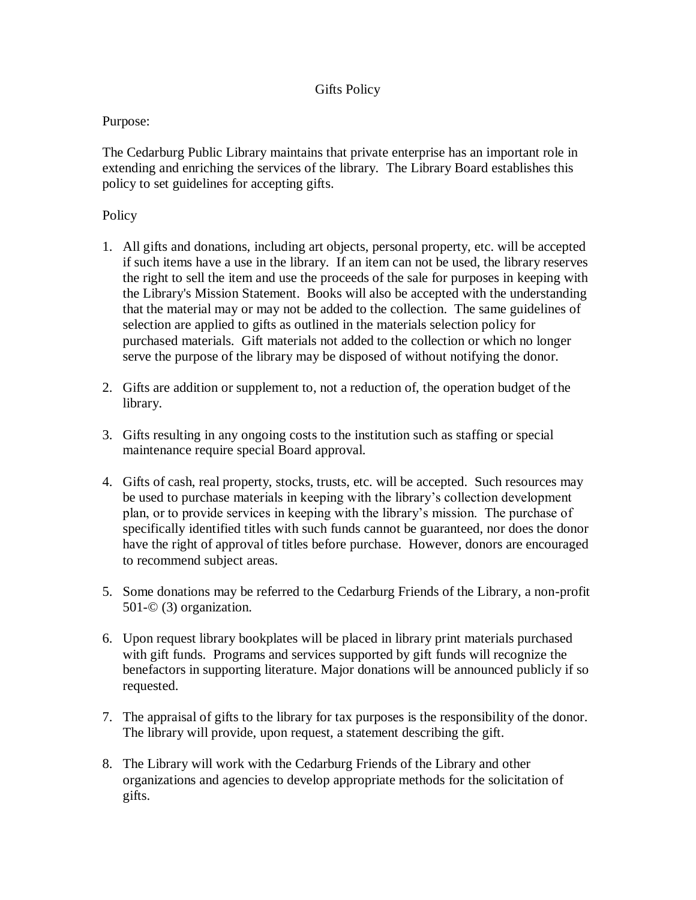# Gifts Policy

Purpose:

The Cedarburg Public Library maintains that private enterprise has an important role in extending and enriching the services of the library. The Library Board establishes this policy to set guidelines for accepting gifts.

Policy

1. All gifts and donations, including art objects, personal property, etc. will be accepted if such items have a use in the library. If an item can not be used, the library reserves the right to sell the item and use the proceeds of the sale for purposes in keeping with the Library's Mission Statement. Books will also be accepted with the understanding that the material may or may not be added to the collection. The same guidelines of selection are applied to gifts as outlined in the materials selection policy for purchased materials. Gift materials not added to the collection or which no longer serve the purpose of the library may be disposed of without notifying the donor.

2. Gifts are addition or supplement to, not a reduction of, the operation budget of the library.

3. Gifts resulting in any ongoing costs to the institution such as staffing or special maintenance require special Board approval.

4. Gifts of cash, real property, stocks, trusts, etc. will be accepted. Such resources may be used to purchase materials in keeping with the library's collection development plan, or to provide services in keeping with the library's mission. The purchase of specifically identified titles with such funds cannot be guaranteed, nor does the donor have the right of approval of titles before purchase. However, donors are encouraged to recommend subject areas.

5. Some donations may be referred to the Cedarburg Friends of the Library, a non-profit 501-© (3) organization.

6. Upon request library bookplates will be placed in library print materials purchased with gift funds. Programs and services supported by gift funds will recognize the benefactors in supporting literature. Major donations will be announced publicly if so requested.

7. The appraisal of gifts to the library for tax purposes is the responsibility of the donor. The library will provide, upon request, a statement describing the gift.

8. The Library will work with the Cedarburg Friends of the Library and other organizations and agencies to develop appropriate methods for the solicitation of gifts.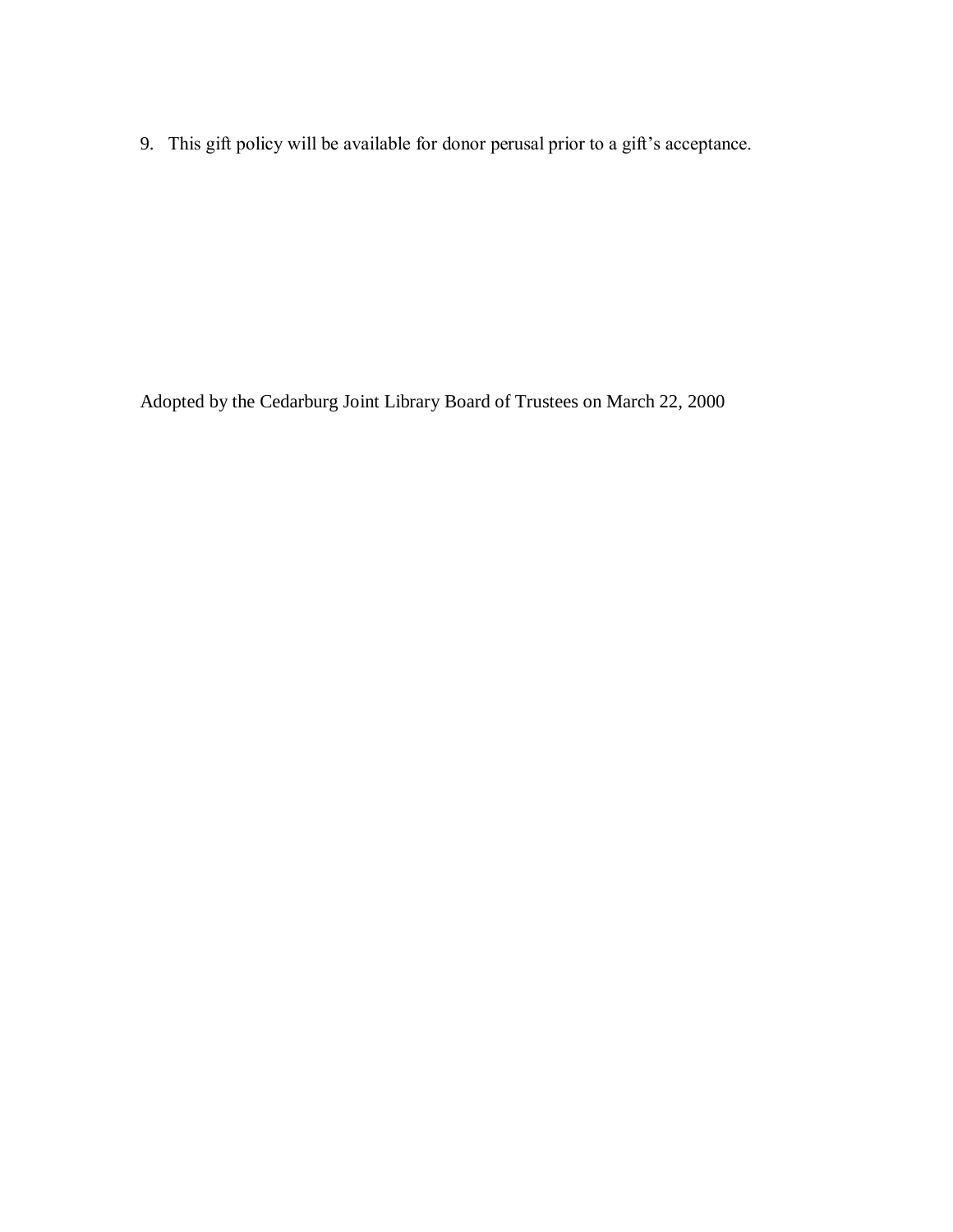9. This gift policy will be available for donor perusal prior to a gift's acceptance.

Adopted by the Cedarburg Joint Library Board of Trustees on March 22, 2000